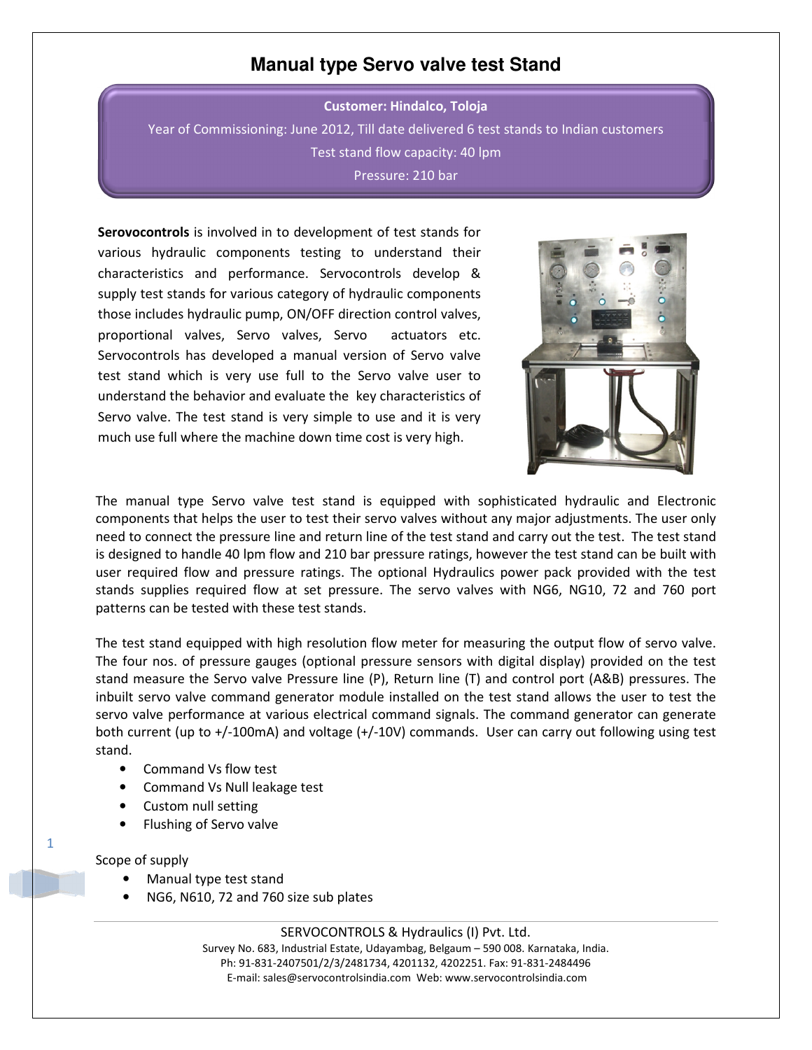# Manual type Servo valve test Stand

**Customer: Hindalco, Toloja**

Year of Commissioning: June 2012, Till date delivered 6 test stands to Indian customers

Test stand flow capacity: 40 lpm

Pressure: 210 bar

**Serovocontrols** is involved in to development of test stands for various hydraulic components testing to understand their characteristics and performance. Servocontrols develop & supply test stands for various category of hydraulic components those includes hydraulic pump, ON/OFF direction control valves, proportional valves, Servo valves, Servo actuators etc. Servocontrols has developed a manual version of Servo valve test stand which is very use full to the Servo valve user to understand the behavior and evaluate the key characteristics of Servo valve. The test stand is very simple to use and it is very much use full where the machine down time cost is very high.

The manual type Servo valve test stand is equipped with sophisticated hydraulic and Electronic components that helps the user to test their servo valves without any major adjustments. The user only need to connect the pressure line and return line of the test stand and carry out the test. The test stand is designed to handle 40 lpm flow and 210 bar pressure ratings, however the test stand can be built with user required flow and pressure ratings. The optional Hydraulics power pack provided with the test stands supplies required flow at set pressure. The servo valves with NG6, NG10, 72 and 760 port patterns can be tested with these test stands.

The test stand equipped with high resolution flow meter for measuring the output flow of servo valve. The four nos. of pressure gauges (optional pressure sensors with digital display) provided on the test stand measure the Servo valve Pressure line (P), Return line (T) and control port (A&B) pressures. The inbuilt servo valve command generator module installed on the test stand allows the user to test the servo valve performance at various electrical command signals. The command generator can generate both current (up to +/-100mA) and voltage (+/-10V) commands. User can carry out following using test stand.

- Command Vs flow test
- Command Vs Null leakage test
- Custom null setting
- Flushing of Servo valve

Scope of supply

- Manual type test stand
- NG6, N610, 72 and 760 size sub plates

SERVOCONTROLS & Hydraulics (I) Pvt. Ltd.
Survey No. 683, Industrial Estate, Udayambag, Belgaum – 590 008. Karnataka, India.
Ph: 91-831-2407501/2/3/2481734, 4201132, 4202251. Fax: 91-831-2484496
E-mail: sales@servocontrolsindia.com Web: www.servocontrolsindia.com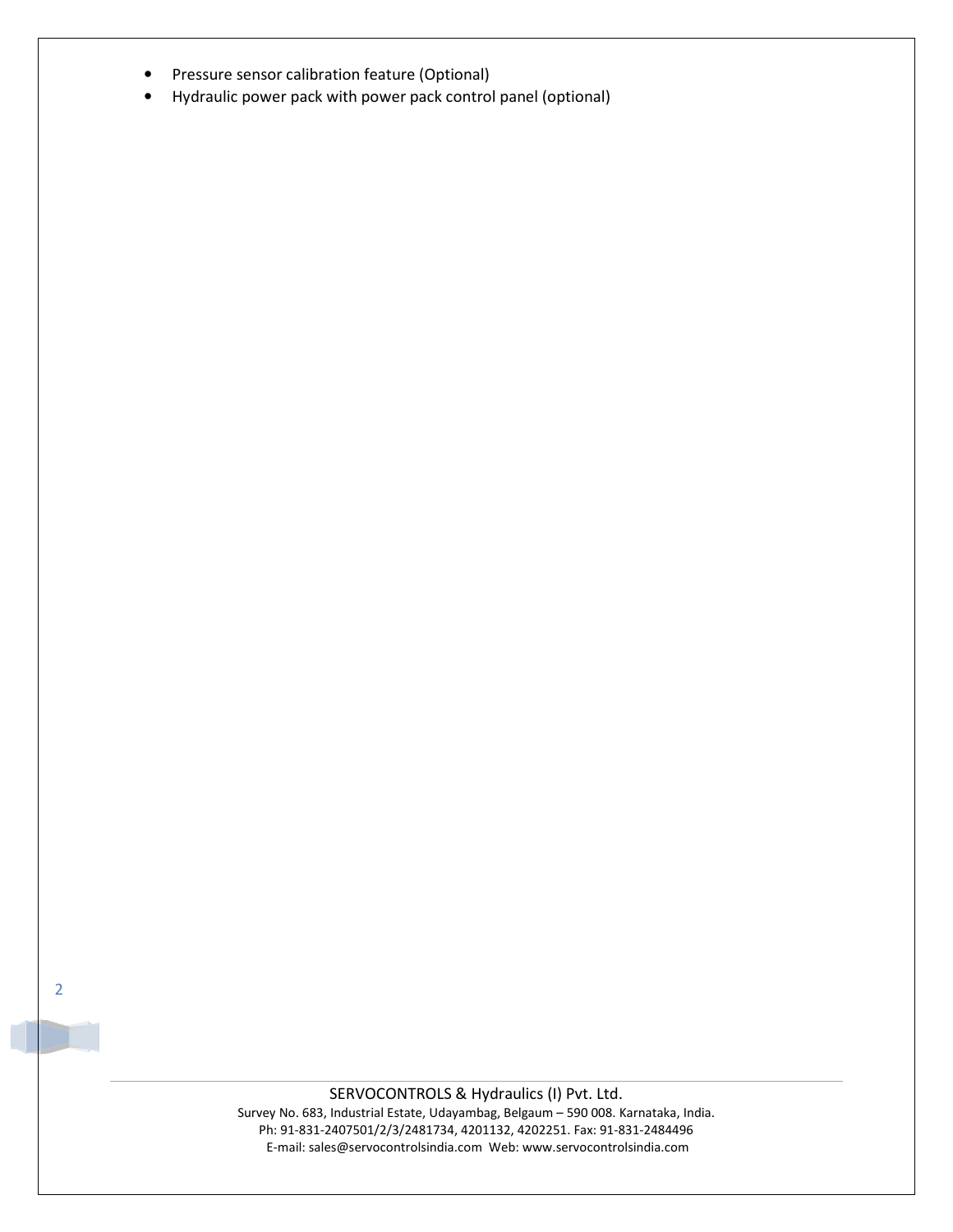- Pressure sensor calibration feature (Optional)
- Hydraulic power pack with power pack control panel (optional)